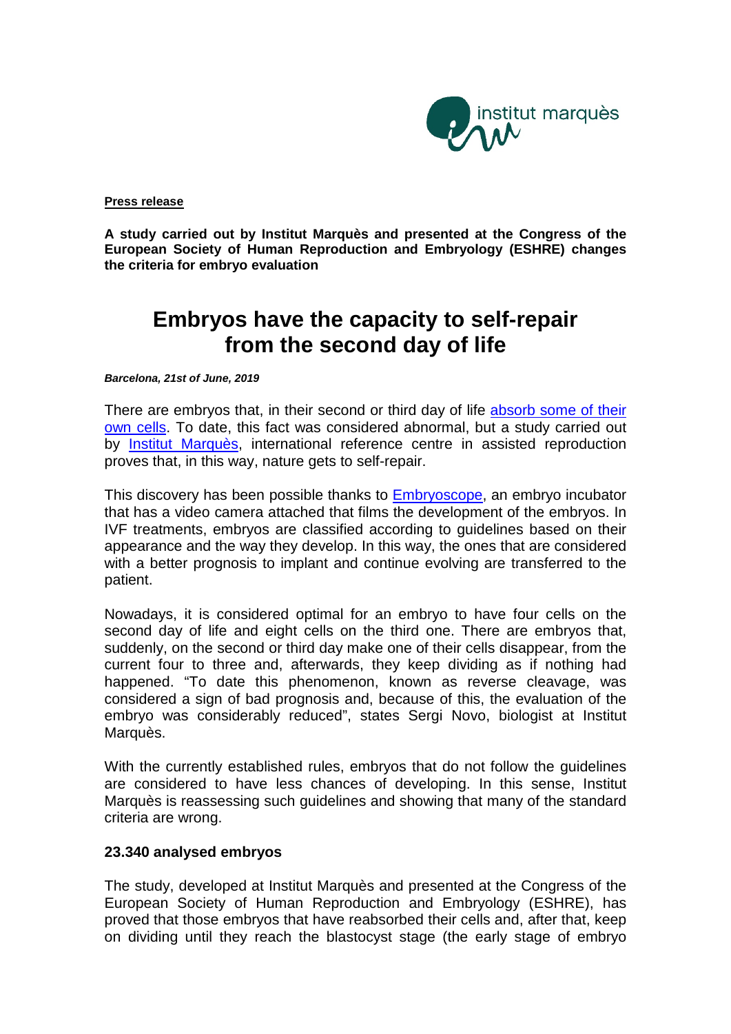**Press release**

**A study carried out by Institut Marquès and presented at the Congress of the European Society of Human Reproduction and Embryology (ESHRE) changes the criteria for embryo evaluation**

# Embryos have the capacity to self-repair from the second day of life

***Barcelona, 21st of June, 2019***

There are embryos that, in their second or third day of life absorb some of their own cells. To date, this fact was considered abnormal, but a study carried out by Institut Marquès, international reference centre in assisted reproduction proves that, in this way, nature gets to self-repair.

This discovery has been possible thanks to Embryoscope, an embryo incubator that has a video camera attached that films the development of the embryos. In IVF treatments, embryos are classified according to guidelines based on their appearance and the way they develop. In this way, the ones that are considered with a better prognosis to implant and continue evolving are transferred to the patient.

Nowadays, it is considered optimal for an embryo to have four cells on the second day of life and eight cells on the third one. There are embryos that, suddenly, on the second or third day make one of their cells disappear, from the current four to three and, afterwards, they keep dividing as if nothing had happened. "To date this phenomenon, known as reverse cleavage, was considered a sign of bad prognosis and, because of this, the evaluation of the embryo was considerably reduced", states Sergi Novo, biologist at Institut Marquès.

With the currently established rules, embryos that do not follow the guidelines are considered to have less chances of developing. In this sense, Institut Marquès is reassessing such guidelines and showing that many of the standard criteria are wrong.

### 23.340 analysed embryos

The study, developed at Institut Marquès and presented at the Congress of the European Society of Human Reproduction and Embryology (ESHRE), has proved that those embryos that have reabsorbed their cells and, after that, keep on dividing until they reach the blastocyst stage (the early stage of embryo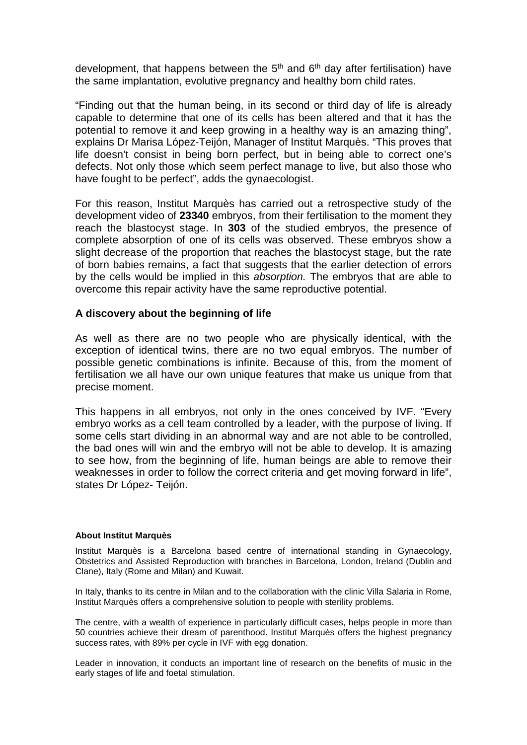development, that happens between the 5th and 6th day after fertilisation) have the same implantation, evolutive pregnancy and healthy born child rates.

"Finding out that the human being, in its second or third day of life is already capable to determine that one of its cells has been altered and that it has the potential to remove it and keep growing in a healthy way is an amazing thing", explains Dr Marisa López-Teijón, Manager of Institut Marquès. "This proves that life doesn't consist in being born perfect, but in being able to correct one's defects. Not only those which seem perfect manage to live, but also those who have fought to be perfect", adds the gynaecologist.

For this reason, Institut Marquès has carried out a retrospective study of the development video of **23340** embryos, from their fertilisation to the moment they reach the blastocyst stage. In **303** of the studied embryos, the presence of complete absorption of one of its cells was observed. These embryos show a slight decrease of the proportion that reaches the blastocyst stage, but the rate of born babies remains, a fact that suggests that the earlier detection of errors by the cells would be implied in this *absorption.* The embryos that are able to overcome this repair activity have the same reproductive potential.

### A discovery about the beginning of life

As well as there are no two people who are physically identical, with the exception of identical twins, there are no two equal embryos. The number of possible genetic combinations is infinite. Because of this, from the moment of fertilisation we all have our own unique features that make us unique from that precise moment.

This happens in all embryos, not only in the ones conceived by IVF. "Every embryo works as a cell team controlled by a leader, with the purpose of living. If some cells start dividing in an abnormal way and are not able to be controlled, the bad ones will win and the embryo will not be able to develop. It is amazing to see how, from the beginning of life, human beings are able to remove their weaknesses in order to follow the correct criteria and get moving forward in life", states Dr López- Teijón.

#### About Institut Marquès

Institut Marquès is a Barcelona based centre of international standing in Gynaecology, Obstetrics and Assisted Reproduction with branches in Barcelona, London, Ireland (Dublin and Clane), Italy (Rome and Milan) and Kuwait.

In Italy, thanks to its centre in Milan and to the collaboration with the clinic Villa Salaria in Rome, Institut Marquès offers a comprehensive solution to people with sterility problems.

The centre, with a wealth of experience in particularly difficult cases, helps people in more than 50 countries achieve their dream of parenthood. Institut Marquès offers the highest pregnancy success rates, with 89% per cycle in IVF with egg donation.

Leader in innovation, it conducts an important line of research on the benefits of music in the early stages of life and foetal stimulation.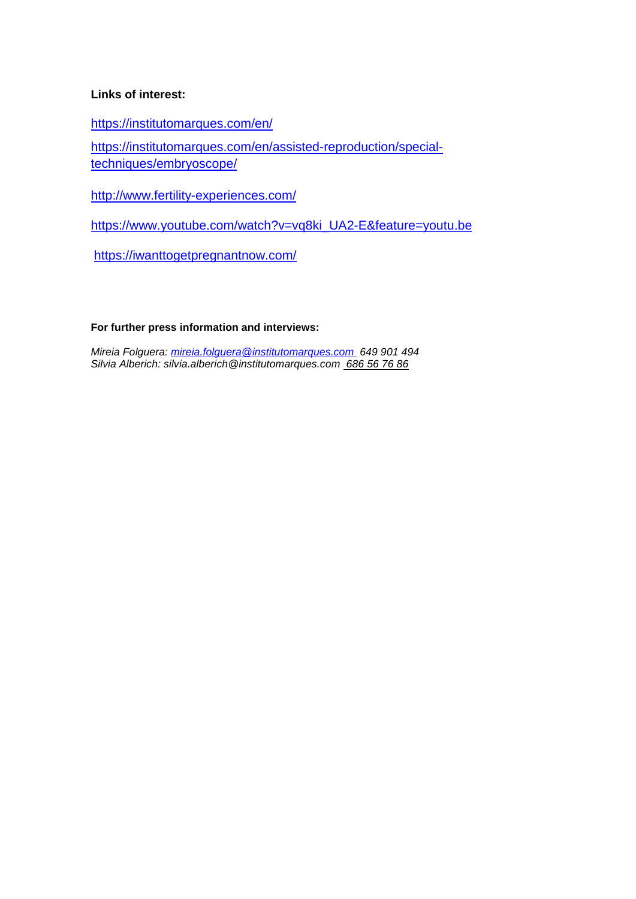**Links of interest:**

https://institutomarques.com/en/

https://institutomarques.com/en/assisted-reproduction/special-techniques/embryoscope/

http://www.fertility-experiences.com/

https://www.youtube.com/watch?v=vq8ki_UA2-E&feature=youtu.be

https://iwanttogetpregnantnow.com/

**For further press information and interviews:**

*Mireia Folguera: mireia.folguera@institutomarques.com 649 901 494*
*Silvia Alberich: silvia.alberich@institutomarques.com 686 56 76 86*